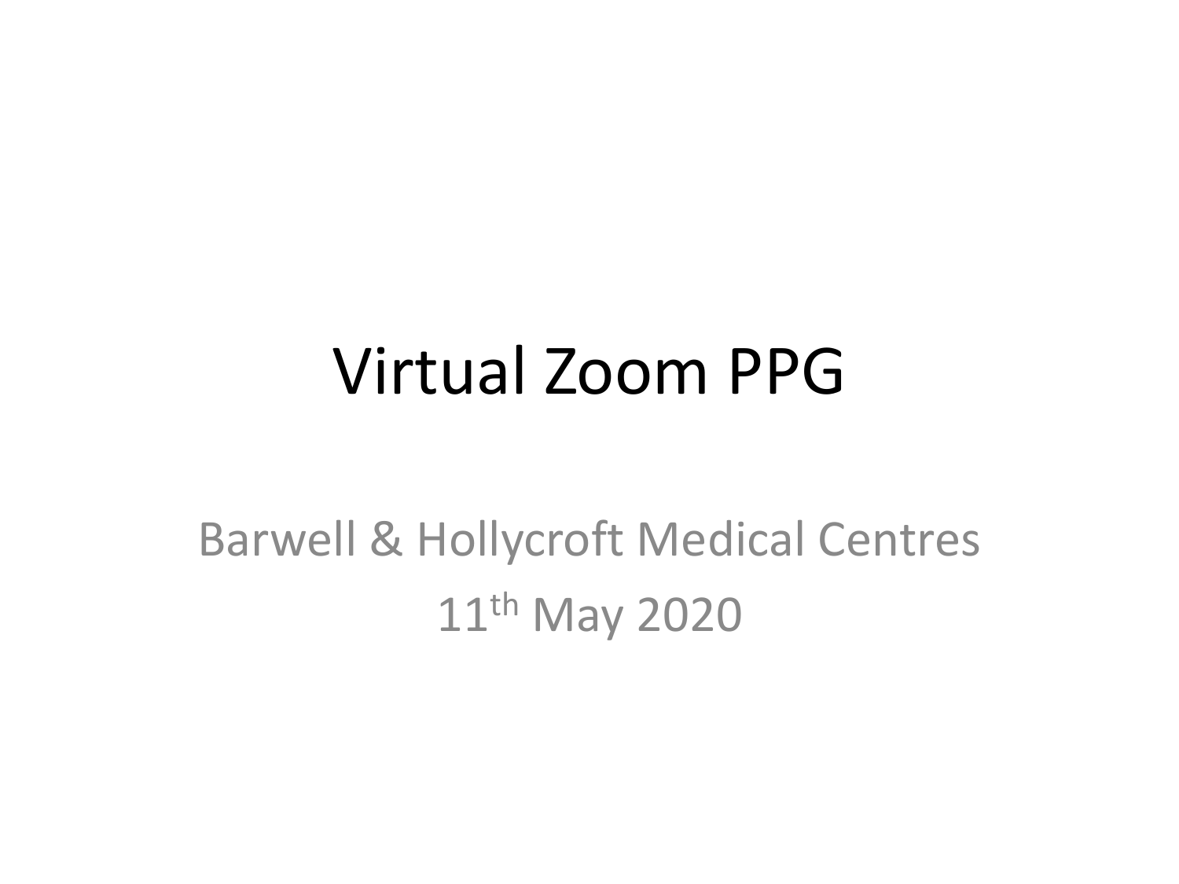# Virtual Zoom PPG

Barwell & Hollycroft Medical Centres

11th May 2020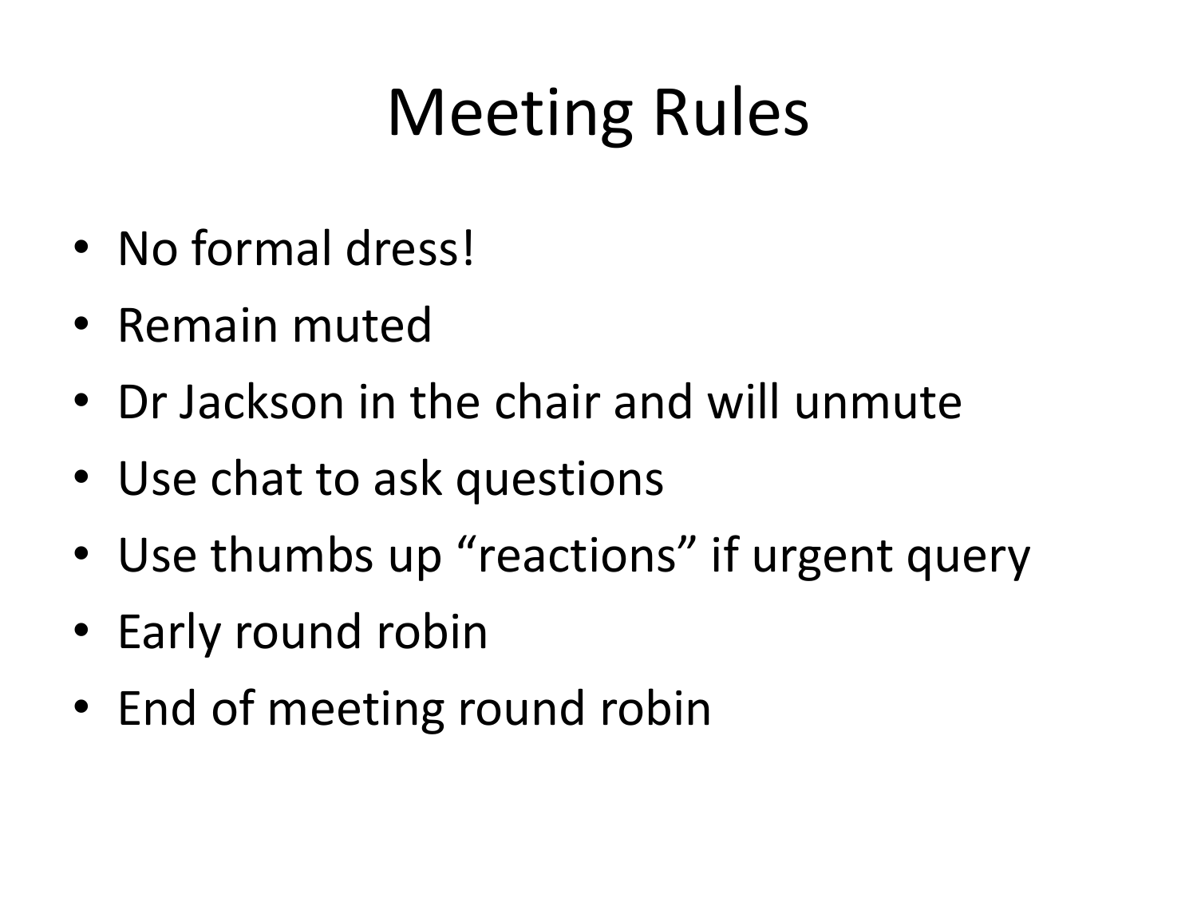# Meeting Rules

- No formal dress!
- Remain muted
- Dr Jackson in the chair and will unmute
- Use chat to ask questions
- Use thumbs up "reactions" if urgent query
- Early round robin
- End of meeting round robin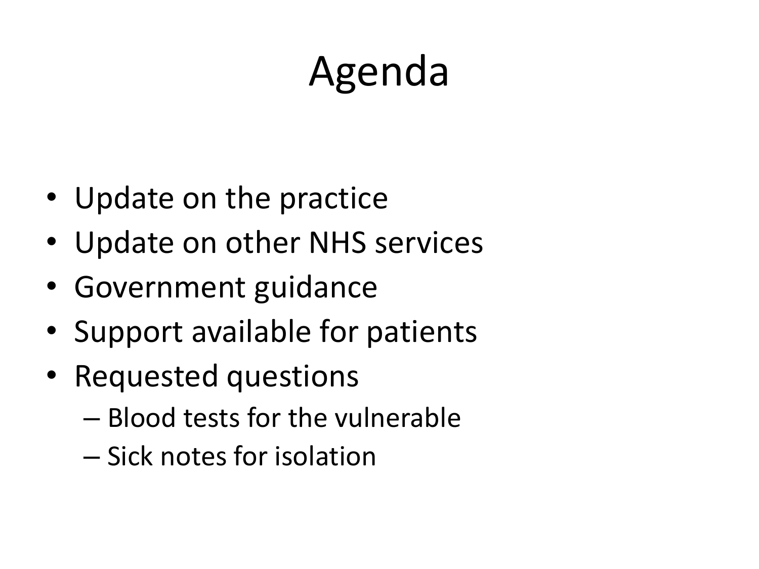# Agenda

- Update on the practice
- Update on other NHS services
- Government guidance
- Support available for patients
- Requested questions
  - Blood tests for the vulnerable
  - Sick notes for isolation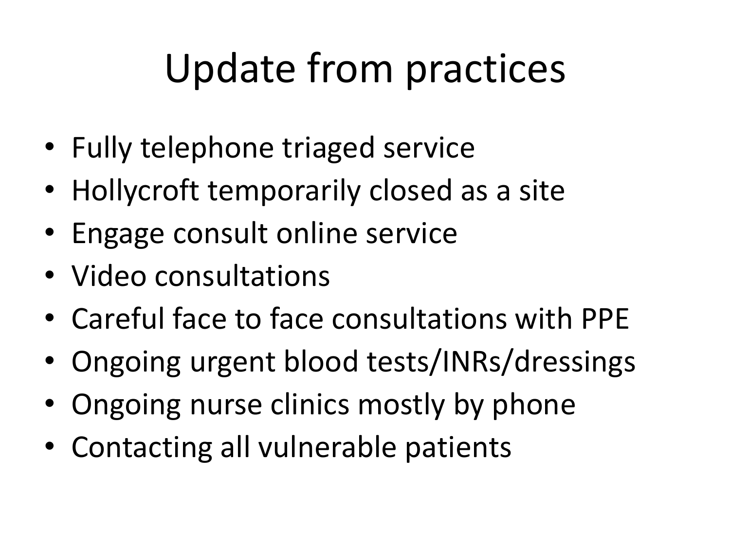# Update from practices

- Fully telephone triaged service
- Hollycroft temporarily closed as a site
- Engage consult online service
- Video consultations
- Careful face to face consultations with PPE
- Ongoing urgent blood tests/INRs/dressings
- Ongoing nurse clinics mostly by phone
- Contacting all vulnerable patients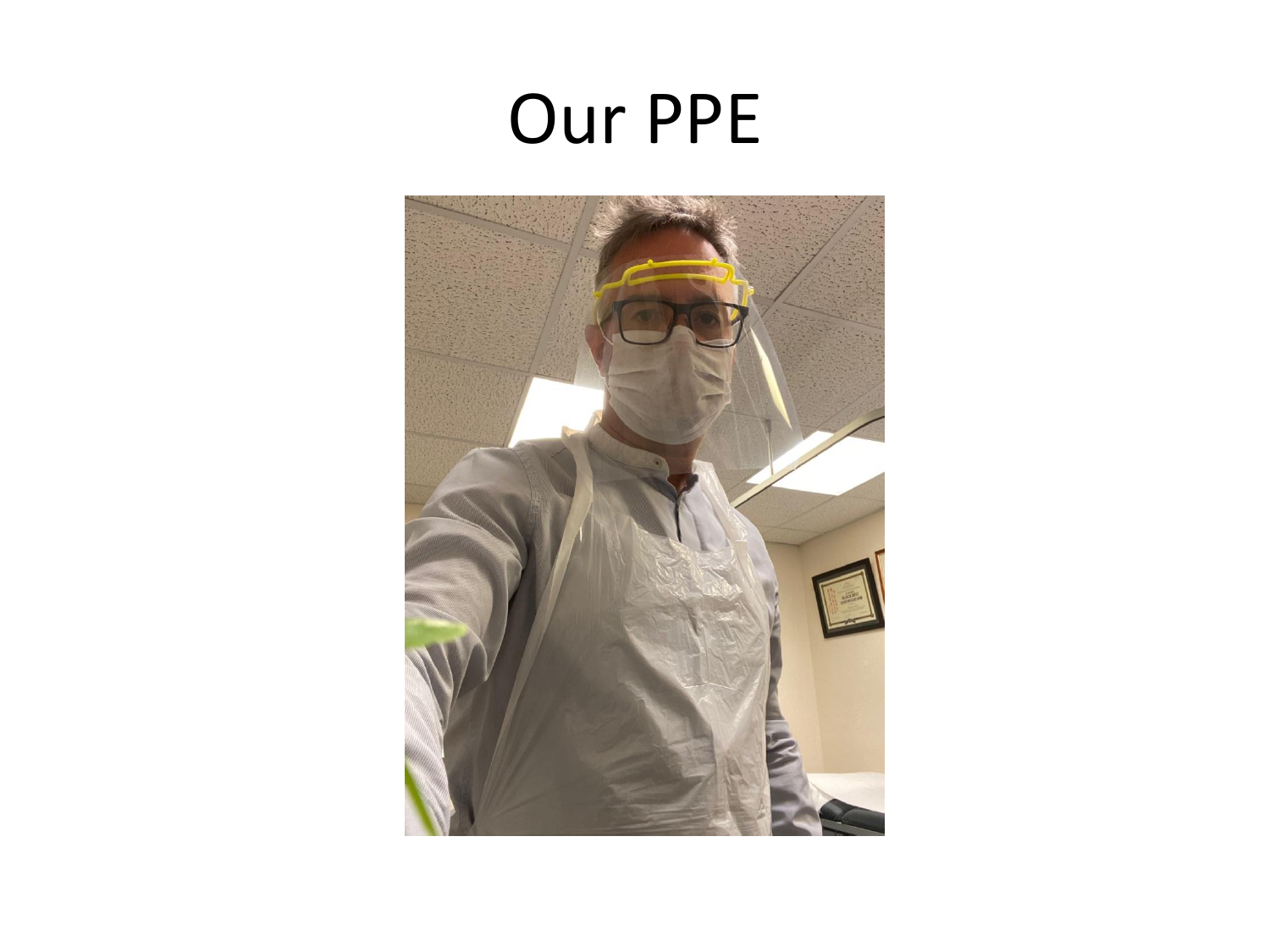# Our PPE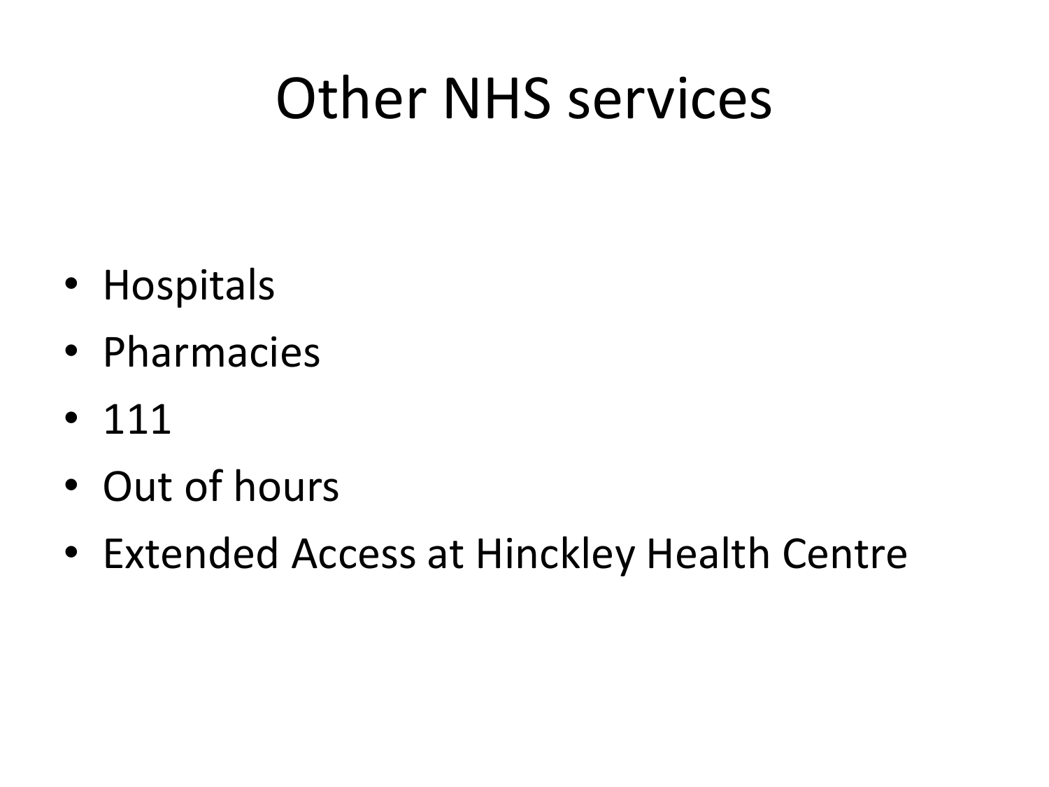# Other NHS services

- Hospitals
- Pharmacies
- 111
- Out of hours
- Extended Access at Hinckley Health Centre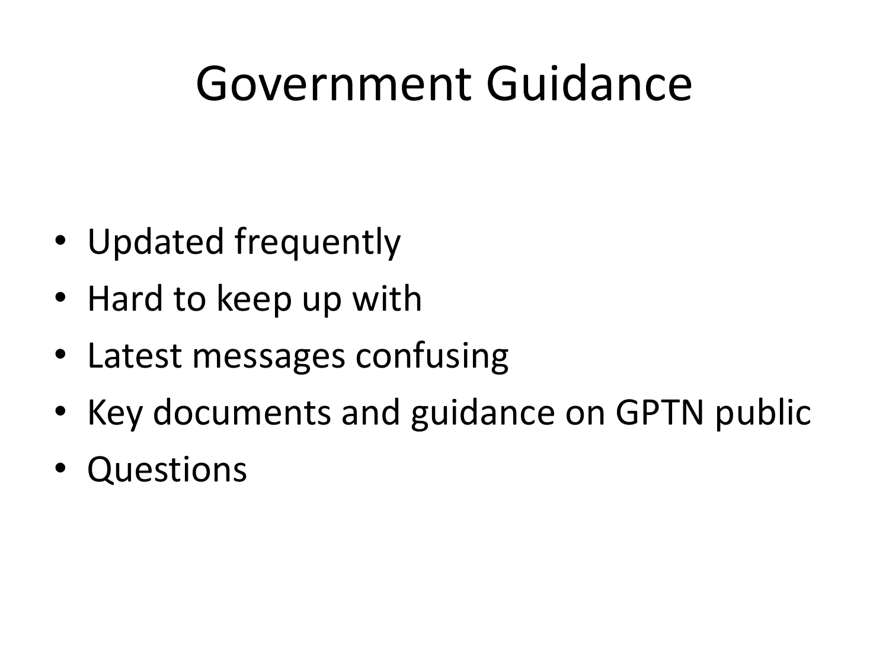# Government Guidance

- Updated frequently
- Hard to keep up with
- Latest messages confusing
- Key documents and guidance on GPTN public
- Questions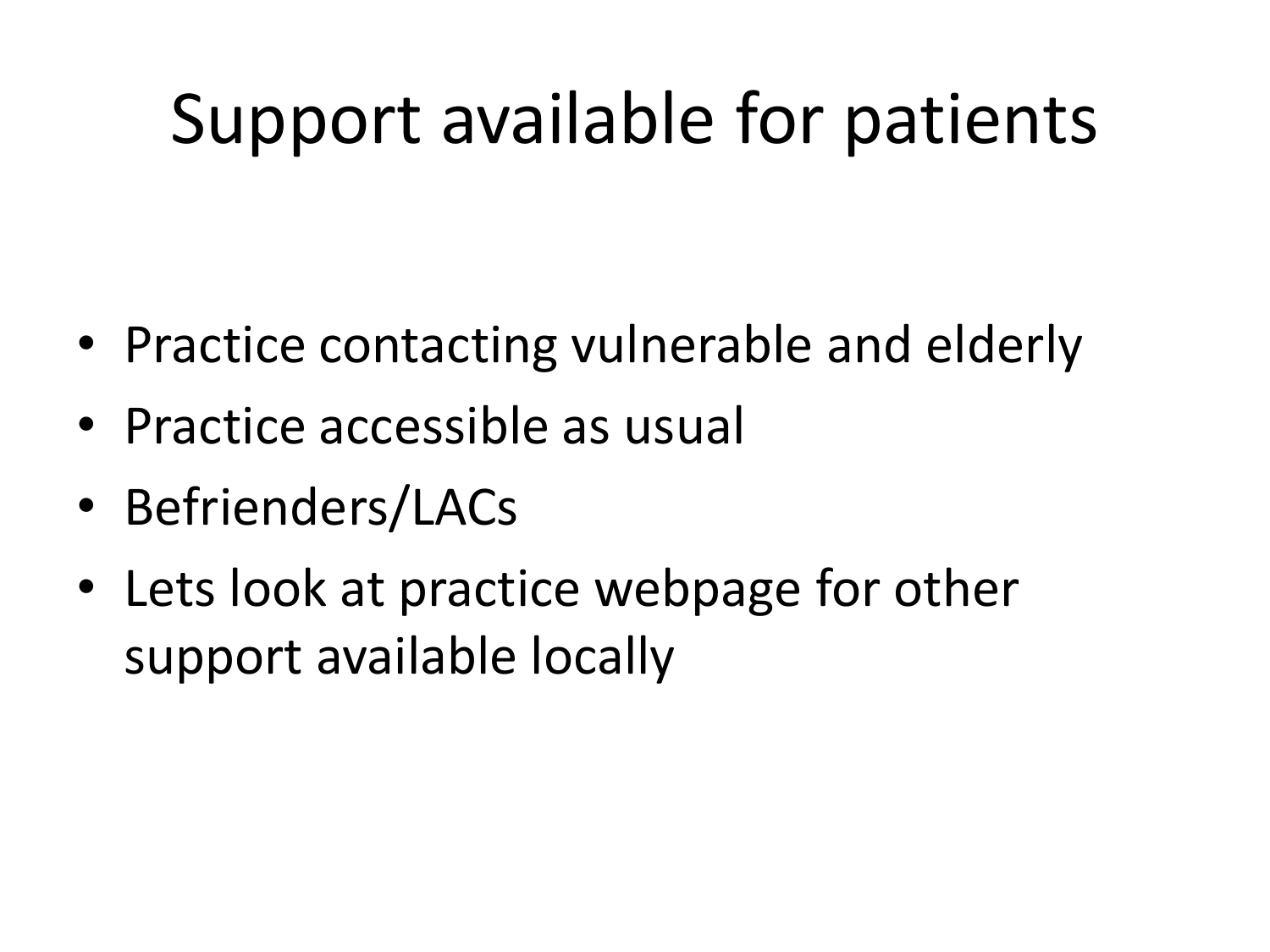# Support available for patients

- Practice contacting vulnerable and elderly
- Practice accessible as usual
- Befrienders/LACs
- Lets look at practice webpage for other support available locally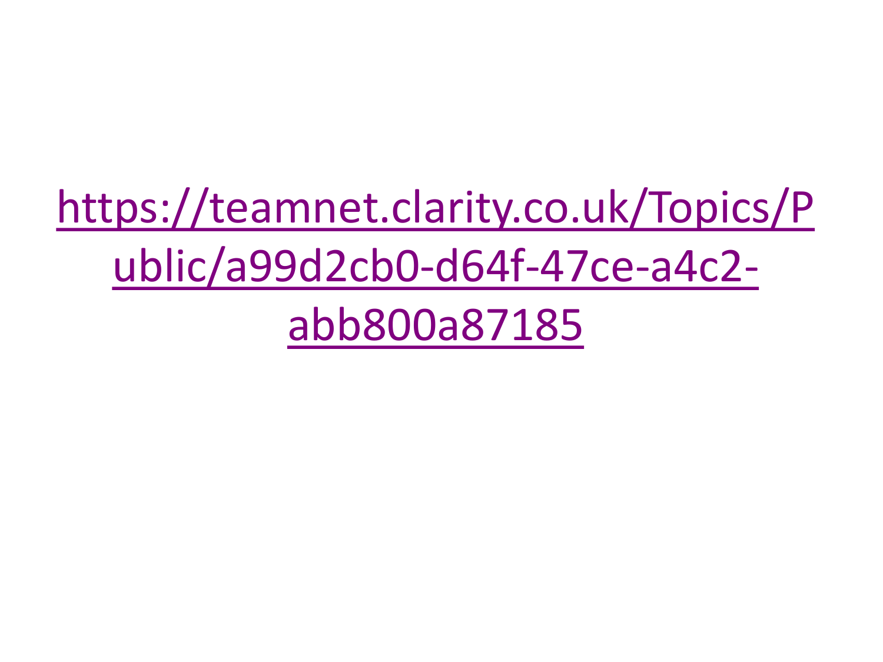[https://teamnet.clarity.co.uk/Topics/Public/a99d2cb0-d64f-47ce-a4c2-abb800a87185](https://teamnet.clarity.co.uk/Topics/Public/a99d2cb0-d64f-47ce-a4c2-abb800a87185)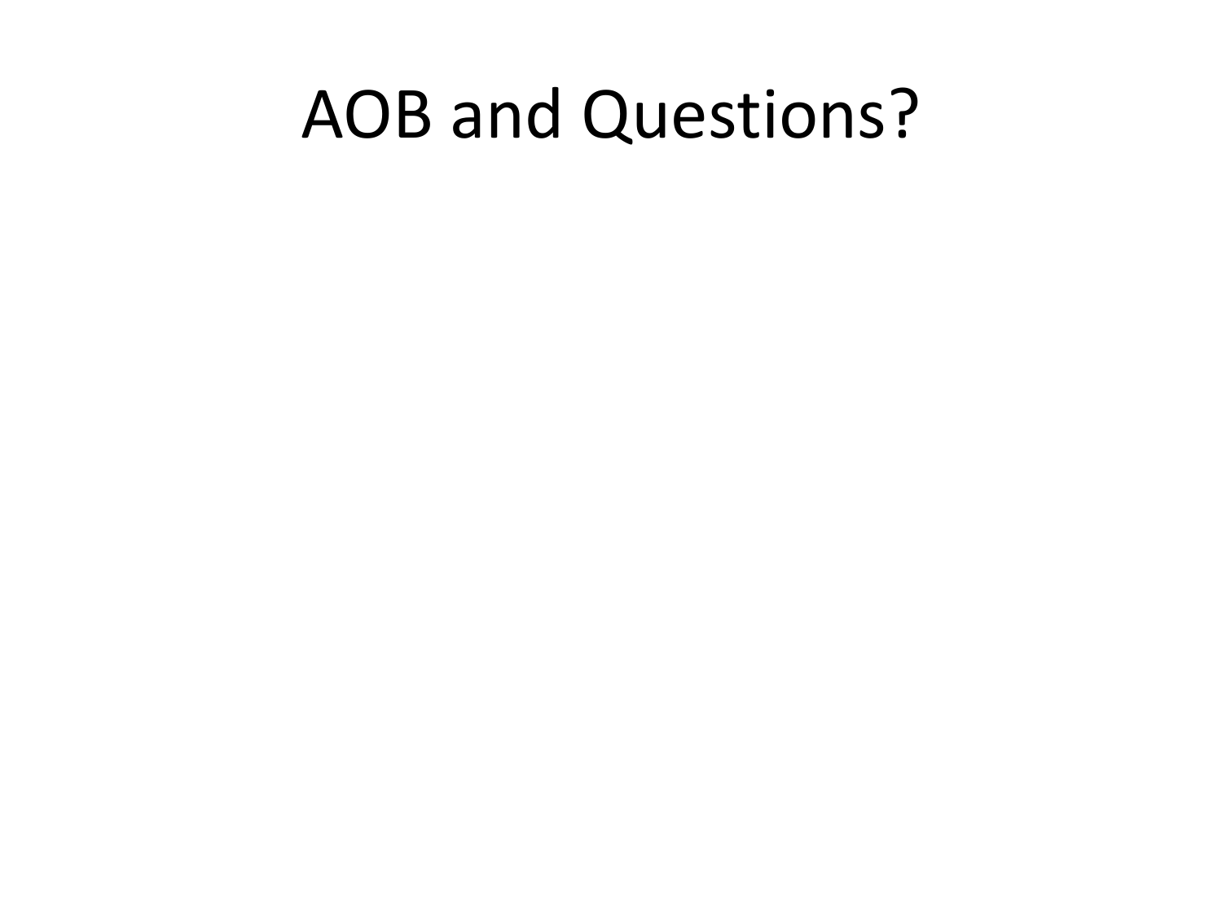# AOB and Questions?